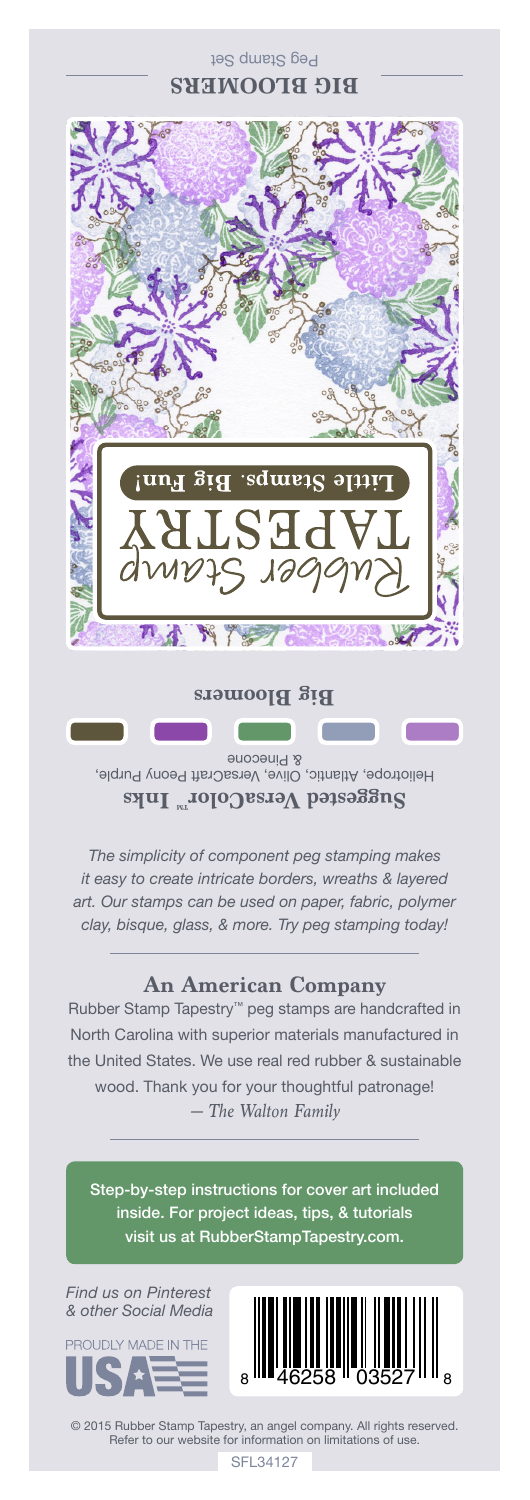# BIG BLOOMERS

Peg Stamp Set

Rubber Stamp TAPESTRY

Little Stamps. Big Fun!

**Big Bloomers**

**Suggested VersaColor™ Inks**

Heliotrope, Atlantic, Olive, VersaCraft Peony Purple, & Pinecone

*The simplicity of component peg stamping makes it easy to create intricate borders, wreaths & layered art. Our stamps can be used on paper, fabric, polymer clay, bisque, glass, & more. Try peg stamping today!*

---

## An American Company

Rubber Stamp Tapestry™ peg stamps are handcrafted in North Carolina with superior materials manufactured in the United States. We use real red rubber & sustainable wood. Thank you for your thoughtful patronage!

*— The Walton Family*

---

Step-by-step instructions for cover art included inside. For project ideas, tips, & tutorials visit us at RubberStampTapestry.com.

*Find us on Pinterest & other Social Media*

PROUDLY MADE IN THE USA

8 46258 03527 8

© 2015 Rubber Stamp Tapestry, an angel company. All rights reserved. Refer to our website for information on limitations of use.

SFL34127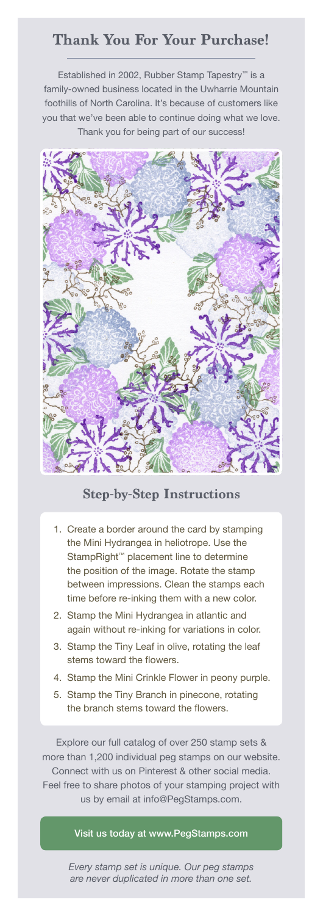# Thank You For Your Purchase!

Established in 2002, Rubber Stamp Tapestry™ is a family-owned business located in the Uwharrie Mountain foothills of North Carolina. It's because of customers like you that we've been able to continue doing what we love. Thank you for being part of our success!

## Step-by-Step Instructions

1. Create a border around the card by stamping the Mini Hydrangea in heliotrope. Use the StampRight™ placement line to determine the position of the image. Rotate the stamp between impressions. Clean the stamps each time before re-inking them with a new color.
2. Stamp the Mini Hydrangea in atlantic and again without re-inking for variations in color.
3. Stamp the Tiny Leaf in olive, rotating the leaf stems toward the flowers.
4. Stamp the Mini Crinkle Flower in peony purple.
5. Stamp the Tiny Branch in pinecone, rotating the branch stems toward the flowers.

Explore our full catalog of over 250 stamp sets & more than 1,200 individual peg stamps on our website. Connect with us on Pinterest & other social media. Feel free to share photos of your stamping project with us by email at info@PegStamps.com.

**Visit us today at www.PegStamps.com**

*Every stamp set is unique. Our peg stamps are never duplicated in more than one set.*